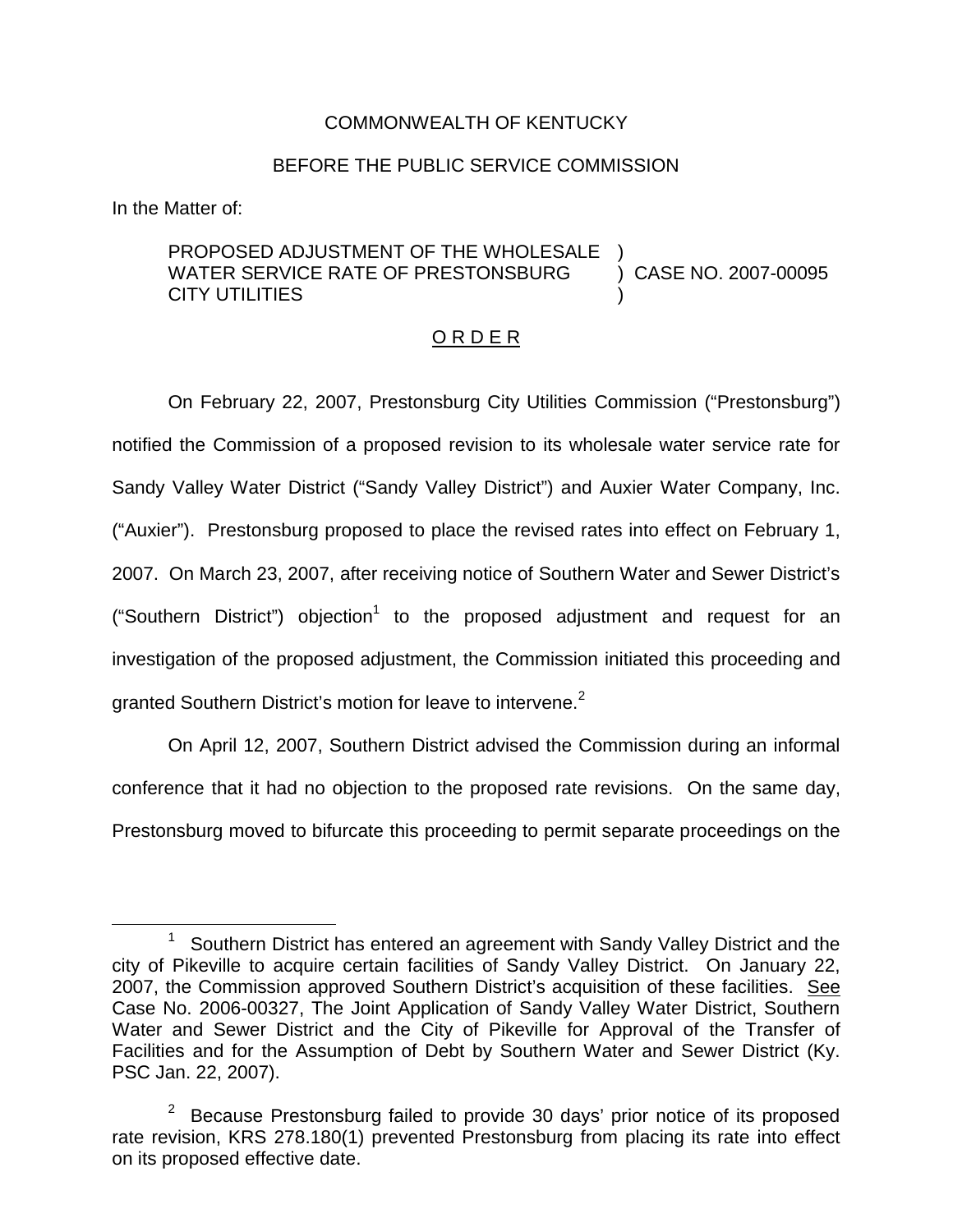COMMONWEALTH OF KENTUCKY

BEFORE THE PUBLIC SERVICE COMMISSION

In the Matter of:

PROPOSED ADJUSTMENT OF THE WHOLESALE WATER SERVICE RATE OF PRESTONSBURG CITY UTILITIES ) CASE NO. 2007-00095

O R D E R

On February 22, 2007, Prestonsburg City Utilities Commission ("Prestonsburg") notified the Commission of a proposed revision to its wholesale water service rate for Sandy Valley Water District ("Sandy Valley District") and Auxier Water Company, Inc. ("Auxier"). Prestonsburg proposed to place the revised rates into effect on February 1, 2007. On March 23, 2007, after receiving notice of Southern Water and Sewer District's ("Southern District") objection[1] to the proposed adjustment and request for an investigation of the proposed adjustment, the Commission initiated this proceeding and granted Southern District's motion for leave to intervene.[2]

On April 12, 2007, Southern District advised the Commission during an informal conference that it had no objection to the proposed rate revisions. On the same day, Prestonsburg moved to bifurcate this proceeding to permit separate proceedings on the

[1] Southern District has entered an agreement with Sandy Valley District and the city of Pikeville to acquire certain facilities of Sandy Valley District. On January 22, 2007, the Commission approved Southern District's acquisition of these facilities. See Case No. 2006-00327, The Joint Application of Sandy Valley Water District, Southern Water and Sewer District and the City of Pikeville for Approval of the Transfer of Facilities and for the Assumption of Debt by Southern Water and Sewer District (Ky. PSC Jan. 22, 2007).

[2] Because Prestonsburg failed to provide 30 days' prior notice of its proposed rate revision, KRS 278.180(1) prevented Prestonsburg from placing its rate into effect on its proposed effective date.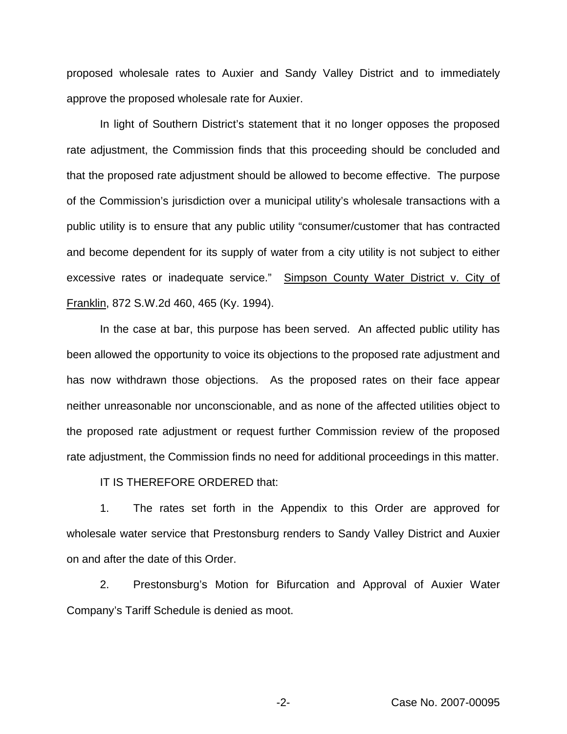proposed wholesale rates to Auxier and Sandy Valley District and to immediately approve the proposed wholesale rate for Auxier.

In light of Southern District's statement that it no longer opposes the proposed rate adjustment, the Commission finds that this proceeding should be concluded and that the proposed rate adjustment should be allowed to become effective. The purpose of the Commission's jurisdiction over a municipal utility's wholesale transactions with a public utility is to ensure that any public utility "consumer/customer that has contracted and become dependent for its supply of water from a city utility is not subject to either excessive rates or inadequate service." Simpson County Water District v. City of Franklin, 872 S.W.2d 460, 465 (Ky. 1994).

In the case at bar, this purpose has been served. An affected public utility has been allowed the opportunity to voice its objections to the proposed rate adjustment and has now withdrawn those objections. As the proposed rates on their face appear neither unreasonable nor unconscionable, and as none of the affected utilities object to the proposed rate adjustment or request further Commission review of the proposed rate adjustment, the Commission finds no need for additional proceedings in this matter.

IT IS THEREFORE ORDERED that:

1. The rates set forth in the Appendix to this Order are approved for wholesale water service that Prestonsburg renders to Sandy Valley District and Auxier on and after the date of this Order.

2. Prestonsburg's Motion for Bifurcation and Approval of Auxier Water Company's Tariff Schedule is denied as moot.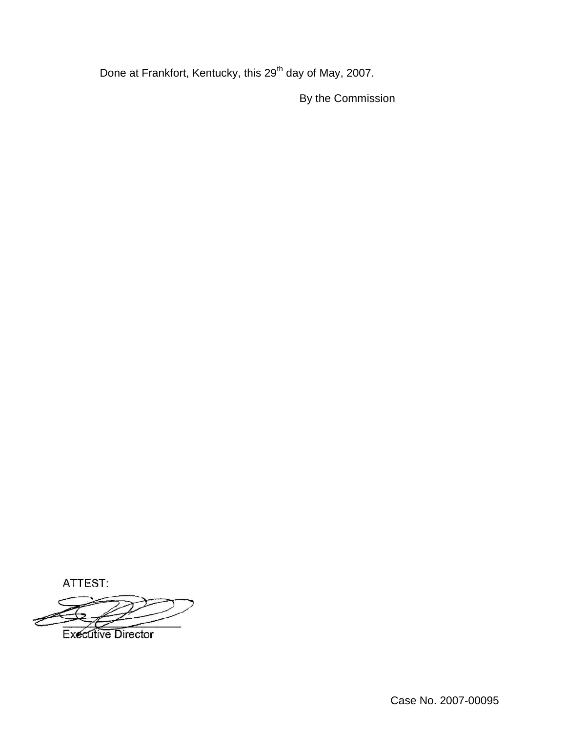Done at Frankfort, Kentucky, this 29th day of May, 2007.

By the Commission

ATTEST:

Executive Director

Case No. 2007-00095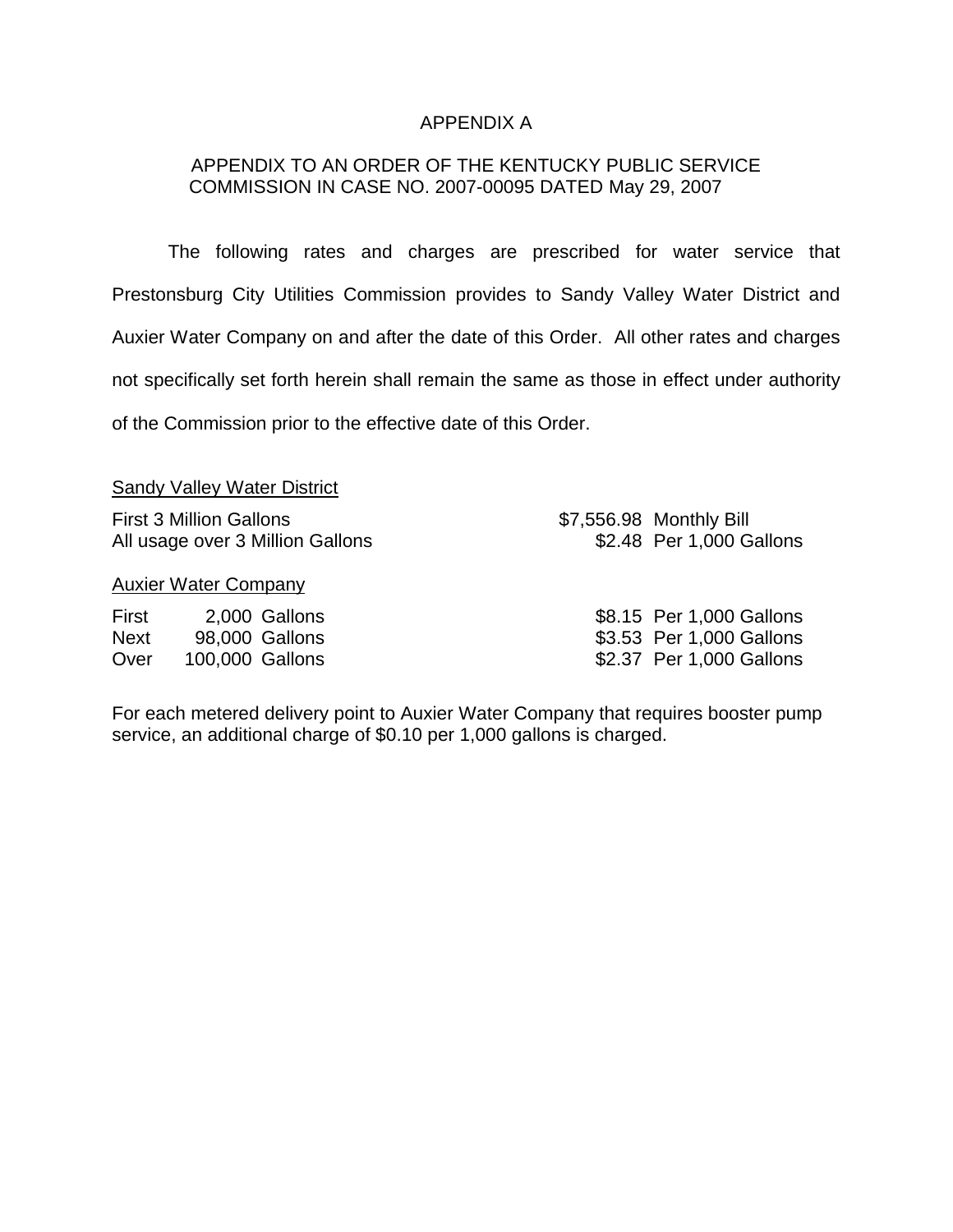# APPENDIX A

## APPENDIX TO AN ORDER OF THE KENTUCKY PUBLIC SERVICE COMMISSION IN CASE NO. 2007-00095 DATED May 29, 2007

The following rates and charges are prescribed for water service that Prestonsburg City Utilities Commission provides to Sandy Valley Water District and Auxier Water Company on and after the date of this Order. All other rates and charges not specifically set forth herein shall remain the same as those in effect under authority of the Commission prior to the effective date of this Order.

<u>Sandy Valley Water District</u>

| | |
|---|---|
| First 3 Million Gallons | $7,556.98 Monthly Bill |
| All usage over 3 Million Gallons | $2.48 Per 1,000 Gallons |

<u>Auxier Water Company</u>

| | | |
|---|---|---|
| First | 2,000 Gallons | $8.15 Per 1,000 Gallons |
| Next | 98,000 Gallons | $3.53 Per 1,000 Gallons |
| Over | 100,000 Gallons | $2.37 Per 1,000 Gallons |

For each metered delivery point to Auxier Water Company that requires booster pump service, an additional charge of $0.10 per 1,000 gallons is charged.